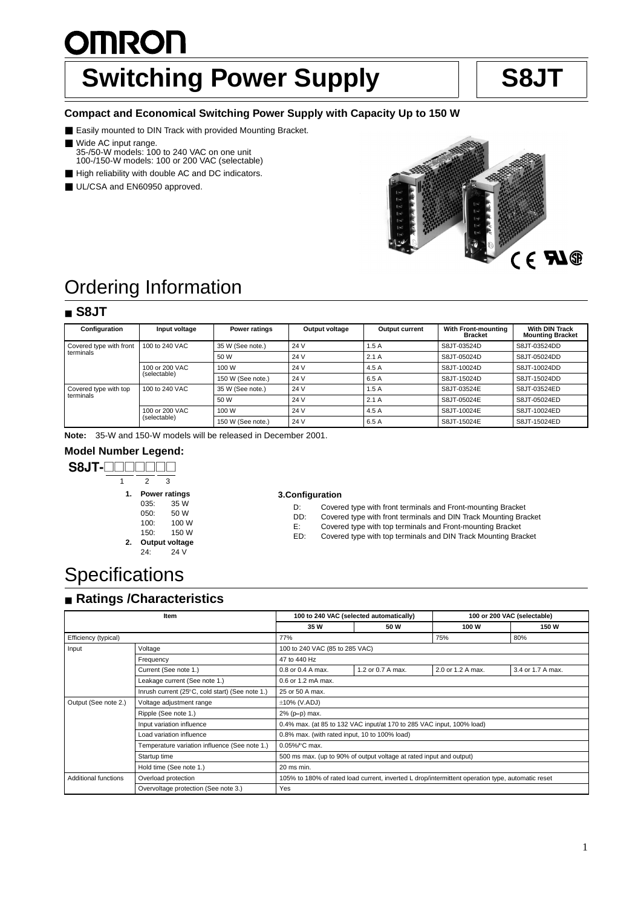# OMRON

# Switching Power Supply

# S8JT

**Compact and Economical Switching Power Supply with Capacity Up to 150 W**

- Easily mounted to DIN Track with provided Mounting Bracket.
- Wide AC input range.
  35-/50-W models: 100 to 240 VAC on one unit
  100-/150-W models: 100 or 200 VAC (selectable)
- High reliability with double AC and DC indicators.
- UL/CSA and EN60950 approved.

# Ordering Information

## S8JT

| Configuration | Input voltage | Power ratings | Output voltage | Output current | With Front-mounting Bracket | With DIN Track Mounting Bracket |
|---|---|---|---|---|---|---|
| Covered type with front terminals | 100 to 240 VAC | 35 W (See note.) | 24 V | 1.5 A | S8JT-03524D | S8JT-03524DD |
| | | 50 W | 24 V | 2.1 A | S8JT-05024D | S8JT-05024DD |
| | 100 or 200 VAC (selectable) | 100 W | 24 V | 4.5 A | S8JT-10024D | S8JT-10024DD |
| | | 150 W (See note.) | 24 V | 6.5 A | S8JT-15024D | S8JT-15024DD |
| Covered type with top terminals | 100 to 240 VAC | 35 W (See note.) | 24 V | 1.5 A | S8JT-03524E | S8JT-03524ED |
| | | 50 W | 24 V | 2.1 A | S8JT-05024E | S8JT-05024ED |
| | 100 or 200 VAC (selectable) | 100 W | 24 V | 4.5 A | S8JT-10024E | S8JT-10024ED |
| | | 150 W (See note.) | 24 V | 6.5 A | S8JT-15024E | S8JT-15024ED |

**Note:** 35-W and 150-W models will be released in December 2001.

### Model Number Legend:

**S8JT-□□□□□□**
1 2 3

1. **Power ratings**
   035: 35 W
   050: 50 W
   100: 100 W
   150: 150 W
2. **Output voltage**
   24: 24 V

**3.Configuration**

D: Covered type with front terminals and Front-mounting Bracket
DD: Covered type with front terminals and DIN Track Mounting Bracket
E: Covered type with top terminals and Front-mounting Bracket
ED: Covered type with top terminals and DIN Track Mounting Bracket

# Specifications

## Ratings /Characteristics

| Item | | 100 to 240 VAC (selected automatically) | | 100 or 200 VAC (selectable) | |
|---|---|---|---|---|---|
| | | 35 W | 50 W | 100 W | 150 W |
| Efficiency (typical) | | 77% | | 75% | 80% |
| Input | Voltage | 100 to 240 VAC (85 to 285 VAC) | | | |
| | Frequency | 47 to 440 Hz | | | |
| | Current (See note 1.) | 0.8 or 0.4 A max. | 1.2 or 0.7 A max. | 2.0 or 1.2 A max. | 3.4 or 1.7 A max. |
| | Leakage current (See note 1.) | 0.6 or 1.2 mA max. | | | |
| | Inrush current (25°C, cold start) (See note 1.) | 25 or 50 A max. | | | |
| Output (See note 2.) | Voltage adjustment range | ±10% (V.ADJ) | | | |
| | Ripple (See note 1.) | 2% (p–p) max. | | | |
| | Input variation influence | 0.4% max. (at 85 to 132 VAC input/at 170 to 285 VAC input, 100% load) | | | |
| | Load variation influence | 0.8% max. (with rated input, 10 to 100% load) | | | |
| | Temperature variation influence (See note 1.) | 0.05%/°C max. | | | |
| | Startup time | 500 ms max. (up to 90% of output voltage at rated input and output) | | | |
| | Hold time (See note 1.) | 20 ms min. | | | |
| Additional functions | Overload protection | 105% to 180% of rated load current, inverted L drop/intermittent operation type, automatic reset | | | |
| | Overvoltage protection (See note 3.) | Yes | | | |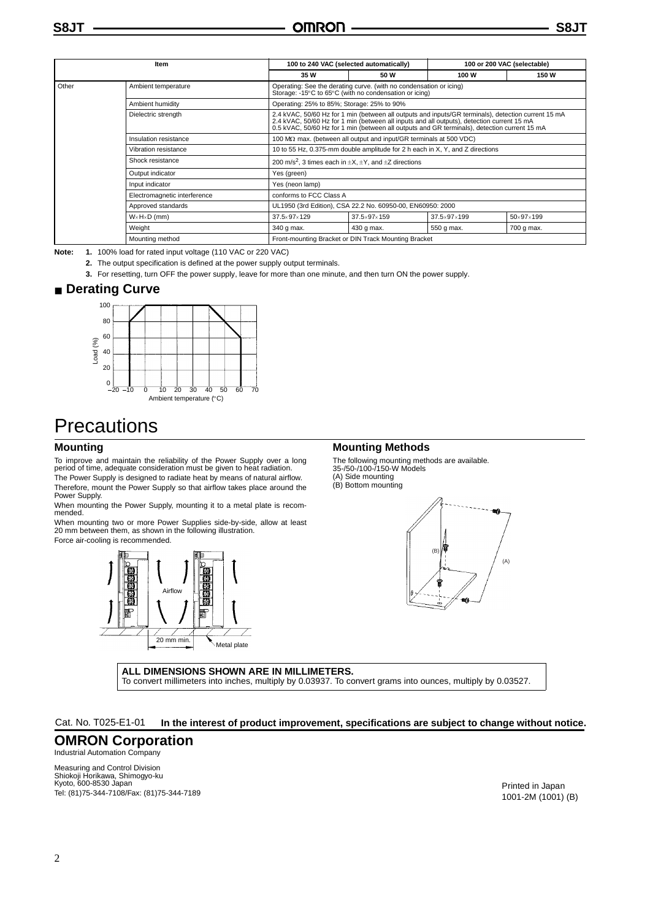| Item | | 100 to 240 VAC (selected automatically) | | 100 or 200 VAC (selectable) | |
|---|---|---|---|---|---|
| | | 35 W | 50 W | 100 W | 150 W |
| Other | Ambient temperature | Operating: See the derating curve. (with no condensation or icing) Storage: -15°C to 65°C (with no condensation or icing) | | | |
| | Ambient humidity | Operating: 25% to 85%; Storage: 25% to 90% | | | |
| | Dielectric strength | 2.4 kVAC, 50/60 Hz for 1 min (between all outputs and inputs/GR terminals), detection current 15 mA 2.4 kVAC, 50/60 Hz for 1 min (between all inputs and all outputs), detection current 15 mA 0.5 kVAC, 50/60 Hz for 1 min (between all outputs and GR terminals), detection current 15 mA | | | |
| | Insulation resistance | 100 MΩ max. (between all output and input/GR terminals at 500 VDC) | | | |
| | Vibration resistance | 10 to 55 Hz, 0.375-mm double amplitude for 2 h each in X, Y, and Z directions | | | |
| | Shock resistance | 200 m/s², 3 times each in ±X, ±Y, and ±Z directions | | | |
| | Output indicator | Yes (green) | | | |
| | Input indicator | Yes (neon lamp) | | | |
| | Electromagnetic interference | conforms to FCC Class A | | | |
| | Approved standards | UL1950 (3rd Edition), CSA 22.2 No. 60950-00, EN60950: 2000 | | | |
| | W×H×D (mm) | 37.5×97×129 | 37.5×97×159 | 37.5×97×199 | 50×97×199 |
| | Weight | 340 g max. | 430 g max. | 550 g max. | 700 g max. |
| | Mounting method | Front-mounting Bracket or DIN Track Mounting Bracket | | | |

**Note:**
1. 100% load for rated input voltage (110 VAC or 220 VAC)
2. The output specification is defined at the power supply output terminals.
3. For resetting, turn OFF the power supply, leave for more than one minute, and then turn ON the power supply.

## Derating Curve

Load (%)
100
80
60
40
20
0
−20 −10 0 10 20 30 40 50 60 70
Ambient temperature (°C)

# Precautions

## Mounting

To improve and maintain the reliability of the Power Supply over a long period of time, adequate consideration must be given to heat radiation.

The Power Supply is designed to radiate heat by means of natural airflow.

Therefore, mount the Power Supply so that airflow takes place around the Power Supply.

When mounting the Power Supply, mounting it to a metal plate is recommended.

When mounting two or more Power Supplies side-by-side, allow at least 20 mm between them, as shown in the following illustration.

Force air-cooling is recommended.

Airflow
20 mm min.
Metal plate

## Mounting Methods

The following mounting methods are available.
35-/50-/100-/150-W Models
(A) Side mounting
(B) Bottom mounting

(B)
(A)

**ALL DIMENSIONS SHOWN ARE IN MILLIMETERS.**
To convert millimeters into inches, multiply by 0.03937. To convert grams into ounces, multiply by 0.03527.

Cat. No. T025-E1-01 **In the interest of product improvement, specifications are subject to change without notice.**

**OMRON Corporation**
Industrial Automation Company

Measuring and Control Division
Shiokoji Horikawa, Shimogyo-ku
Kyoto, 600-8530 Japan
Tel: (81)75-344-7108/Fax: (81)75-344-7189

Printed in Japan
1001-2M (1001) (B)